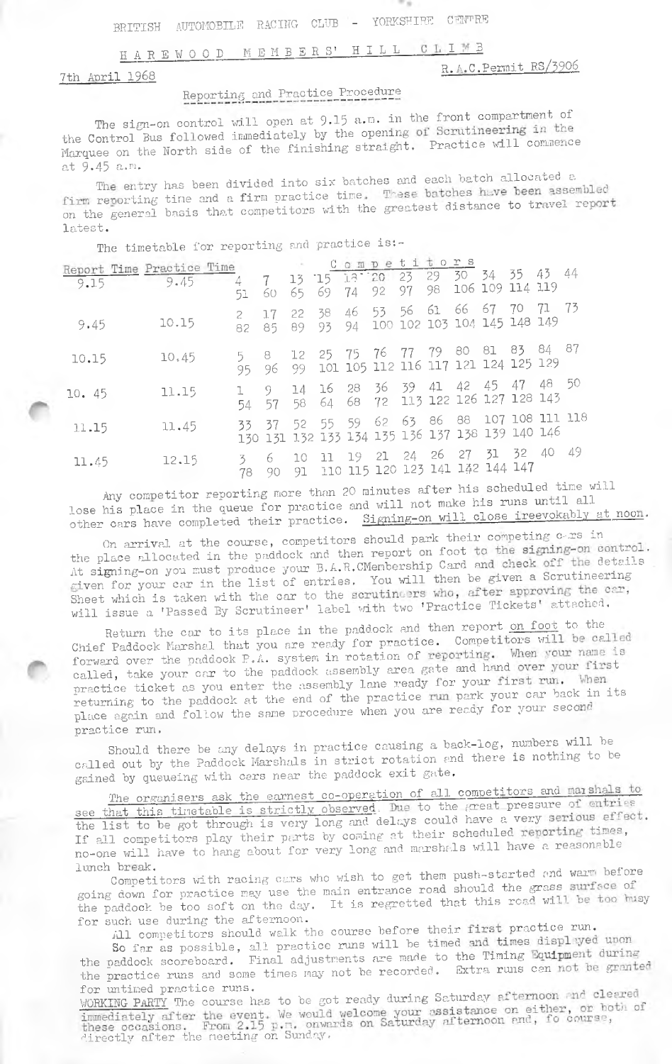BRITISH AUTOMOBILE RACING CLUB - YORKSHIRE CENTRE

# HAREWOOD MEMBERS' HILL CLIMB

7th April 1968

R.A.C.Permit RS/3906

## Reporting and Practice Procedure

The sign-on control will open at 9.15 a.m. in the front compartment of the Control Bus followed immediately by the opening of Scrutineering in the Marquee on the North side of the finishing straight. Practice will commence at 9.45 a.m.

The entry has been divided into six batches and each batch allocated a firm reporting time and a firm practice time. These batches have been assembled on the general basis that competitors with the greatest distance to travel report latest.

The timetable for reporting and practice is:-

| Report Time | Practice Time | Competitors |
|---|---|---|
| 9.15 | 9.45 | 4 7 13 15 18 20 23 29 30 34 35 43 44 51 60 65 69 74 92 97 98 106 109 114 119 |
| 9.45 | 10.15 | 2 17 22 38 46 53 56 61 66 67 70 71 73 82 85 89 93 94 100 102 103 104 145 148 149 |
| 10.15 | 10.45 | 5 8 12 25 75 76 77 79 80 81 83 84 87 95 96 99 101 105 112 116 117 121 124 125 129 |
| 10.45 | 11.15 | 1 9 14 16 28 36 39 41 42 45 47 48 50 54 57 58 64 68 72 113 122 126 127 128 143 |
| 11.15 | 11.45 | 33 37 52 55 59 62 63 86 88 107 108 111 118 130 131 132 133 134 135 136 137 138 139 140 146 |
| 11.45 | 12.15 | 3 6 10 11 19 21 24 26 27 31 32 40 49 78 90 91 110 115 120 123 141 142 144 147 |

Any competitor reporting more than 20 minutes after his scheduled time will lose his place in the queue for practice and will not make his runs until all other cars have completed their practice. Signing-on will close ireevokably at noon.

On arrival at the course, competitors should park their competing cars in the place allocated in the paddock and then report on foot to the signing-on control. At signing-on you must produce your B.A.R.C.Membership Card and check off the details given for your car in the list of entries. You will then be given a Scrutineering Sheet which is taken with the car to the scrutineers who, after approving the car, will issue a 'Passed By Scrutineer' label with two 'Practice Tickets' attached.

Return the car to its place in the paddock and then report on foot to the Chief Paddock Marshal that you are ready for practice. Competitors will be called forward over the paddock P.A. system in rotation of reporting. When your name is called, take your car to the paddock assembly area gate and hand over your first practice ticket as you enter the assembly lane ready for your first run. When returning to the paddock at the end of the practice run park your car back in its place again and follow the same procedure when you are ready for your second practice run.

Should there be any delays in practice causing a back-log, numbers will be called out by the Paddock Marshals in strict rotation and there is nothing to be gained by queueing with cars near the paddock exit gate.

The organisers ask the earnest co-operation of all competitors and marshals to see that this timetable is strictly observed. Due to the great pressure of entries the list to be got through is very long and delays could have a very serious effect. If all competitors play their parts by coming at their scheduled reporting times, no-one will have to hang about for very long and marshals will have a reasonable lunch break.

Competitors with racing cars who wish to get them push-started and warm before going down for practice may use the main entrance road should the grass surface of the paddock be too soft on the day. It is regretted that this road will be too busy for such use during the afternoon.

All competitors should walk the course before their first practice run.

So far as possible, all practice runs will be timed and times displayed upon the paddock scoreboard. Final adjustments are made to the Timing Equipment during the practice runs and some times may not be recorded. Extra runs can not be granted for untimed practice runs.

WORKING PARTY The course has to be got ready during Saturday afternoon and cleared immediately after the event. We would welcome your assistance on either, or both of these occasions. From 2.15 p.m. onwards on Saturday afternoon and, of course, directly after the meeting on Sunday.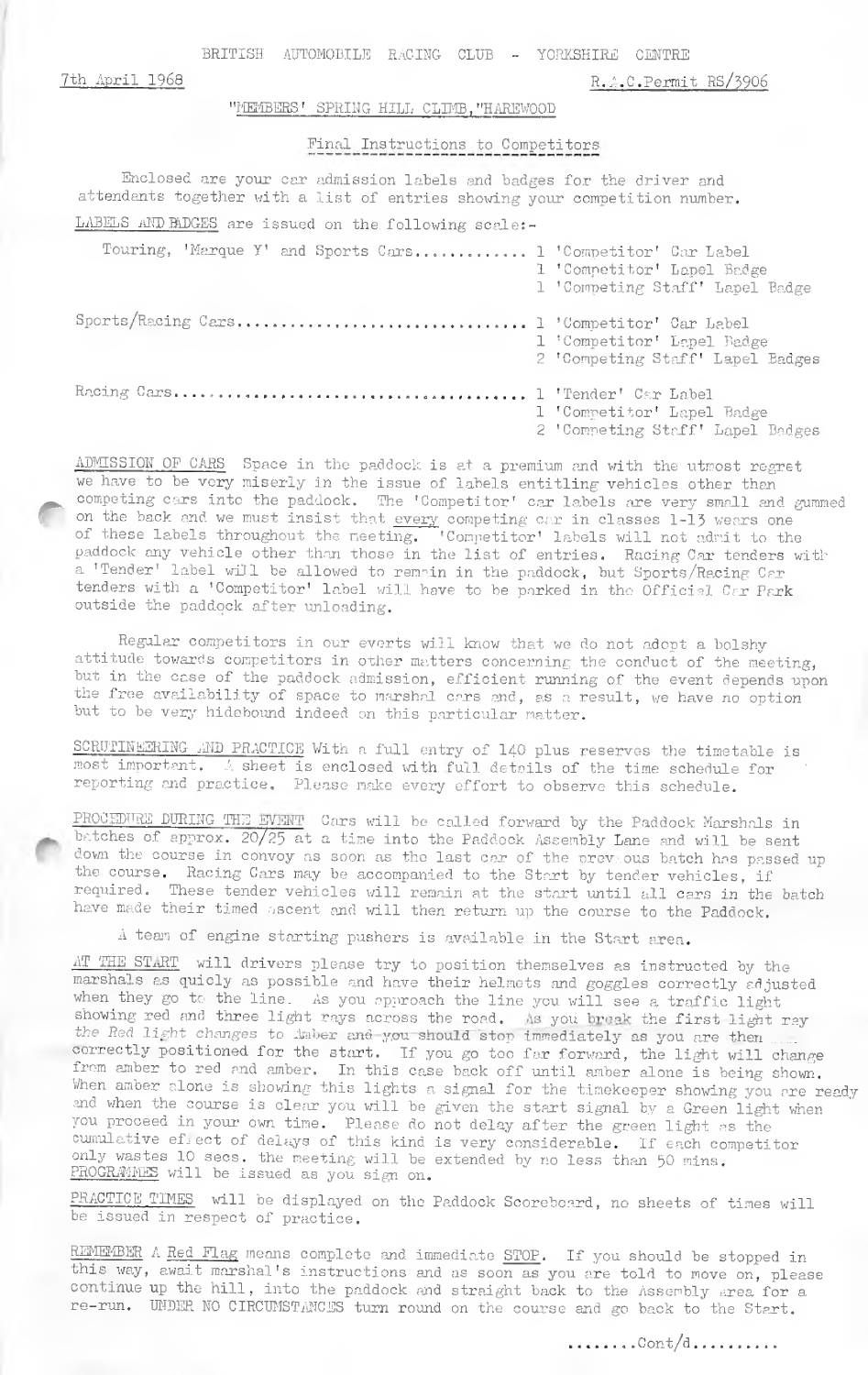BRITISH AUTOMOBILE RACING CLUB - YORKSHIRE CENTRE

7th April 1968 R.A.C.Permit RS/3906

"MEMBERS' SPRING HILL CLIMB,"HAREWOOD

## Final Instructions to Competitors

Enclosed are your car admission labels and badges for the driver and attendants together with a list of entries showing your competition number.

LABELS AND BADGES are issued on the following scale:-

| | |
|---|---|
| Touring, 'Marque Y' and Sports Cars............ | 1 'Competitor' Car Label<br>1 'Competitor' Lapel Badge<br>1 'Competing Staff' Lapel Badge |
| Sports/Racing Cars................................ | 1 'Competitor' Car Label<br>1 'Competitor' Lapel Badge<br>2 'Competing Staff' Lapel Badges |
| Racing Cars........................................ | 1 'Tender' Car Label<br>1 'Competitor' Lapel Badge<br>2 'Competing Staff' Lapel Badges |

ADMISSION OF CARS Space in the paddock is at a premium and with the utmost regret we have to be very miserly in the issue of labels entitling vehicles other than competing cars into the paddock. The 'Competitor' car labels are very small and gummed on the back and we must insist that every competing car in classes 1-13 wears one of these labels throughout the meeting. 'Competitor' labels will not admit to the paddock any vehicle other than those in the list of entries. Racing Car tenders with a 'Tender' label will be allowed to remain in the paddock, but Sports/Racing Car tenders with a 'Competitor' label will have to be parked in the Official Car Park outside the paddock after unloading.

Regular competitors in our events will know that we do not adopt a bolshy attitude towards competitors in other matters concerning the conduct of the meeting, but in the case of the paddock admission, efficient running of the event depends upon the free availability of space to marshal cars and, as a result, we have no option but to be very hidebound indeed on this particular matter.

SCRUTINEERING AND PRACTICE With a full entry of 140 plus reserves the timetable is most important. A sheet is enclosed with full details of the time schedule for reporting and practice. Please make every effort to observe this schedule.

PROCEDURE DURING THE EVENT Cars will be called forward by the Paddock Marshals in batches of approx. 20/25 at a time into the Paddock Assembly Lane and will be sent down the course in convoy as soon as the last car of the previous batch has passed up the course. Racing Cars may be accompanied to the Start by tender vehicles, if required. These tender vehicles will remain at the start until all cars in the batch have made their timed ascent and will then return up the course to the Paddock.

A team of engine starting pushers is available in the Start area.

AT THE START will drivers please try to position themselves as instructed by the marshals as quicly as possible and have their helmets and goggles correctly adjusted when they go to the line. As you approach the line you will see a traffic light showing red and three light rays across the road. As you break the first light ray the Red light changes to Amber and you should stop immediately as you are then correctly positioned for the start. If you go too far forward, the light will change from amber to red and amber. In this case back off until amber alone is being shown. When amber alone is showing this lights a signal for the timekeeper showing you are ready and when the course is clear you will be given the start signal by a Green light when you proceed in your own time. Please do not delay after the green light as the cumulative effect of delays of this kind is very considerable. If each competitor only wastes 10 secs. the meeting will be extended by no less than 50 mins. PROGRAMMES will be issued as you sign on.

PRACTICE TIMES will be displayed on the Paddock Scoreboard, no sheets of times will be issued in respect of practice.

REMEMBER A Red Flag means complete and immediate STOP. If you should be stopped in this way, await marshal's instructions and as soon as you are told to move on, please continue up the hill, into the paddock and straight back to the Assembly area for a re-run. UNDER NO CIRCUMSTANCES turn round on the course and go back to the Start.

........Cont/d..........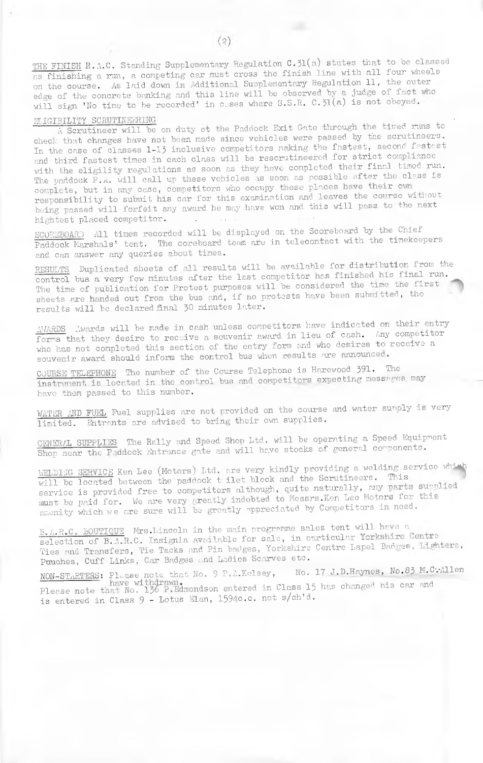THE FINISH R.A.C. Standing Supplementary Regulation C.31(a) states that to be classed as finishing a run, a competing car must cross the finish line with all four wheels on the course. As laid down in Additional Supplementary Regulation 11, the outer edge of the concrete banking and this line will be observed by a judge of fact who will sign 'No time to be recorded' in cases where S.S.R. C.31(a) is not obeyed.

ELIGIBILITY SCRUTINEERING
A Scrutineer will be on duty at the Paddock Exit Gate through the timed runs to check that changes have not been made since vehicles were passed by the scrutineers. In the case of classes 1-13 inclusive competitors making the fastest, second fastest and third fastest times in each class will be rescrutineered for strict compliance with the eligility regulations as soon as they have completed their final timed run. The paddock P.A. will call up these vehicles as soon as possible after the class is complete, but in any case, competitors who occupy these places have their own responsibility to submit his car for this examination and leaves the course without being passed will forfeit any award he may have won and this will pass to the next hightest placed competitor.

SCOREBOARD All times recorded will be displayed on the Scoreboard by the Chief Paddock Marshals' tent. The coreboard team are in telecontact with the timekeepers and can answer any queries about times.

RESULTS Duplicated sheets of all results will be available for distribution from the control bus a very few minutes after the last competitor has finished his final run. The time of publication for Protest purposes will be considered the time the first sheets are handed out from the bus and, if no protests have been submitted, the results will be declared final 30 minutes later.

AWARDS Awards will be made in cash unless competitors have indicated on their entry forms that they desire to receive a souvenir award in lieu of cash. Any competitor who has not completed this section of the entry form and who desires to receive a souvenir award should inform the control bus when results are announced.

COURSE TELEPHONE The number of the Course Telephone is Harewood 391. The instrument is located in the control bus and competitors expecting messages may have them passed to this number.

WATER AND FUEL Fuel supplies are not provided on the course and water supply is very limited. Entrants are advised to bring their own supplies.

GENERAL SUPPLIES The Rally and Speed Shop Ltd. will be operating a Speed Equipment Shop near the Paddock Entrance gate and will have stocks of general components.

WELDING SERVICE Ken Lee (Motors) Ltd. are very kindly providing a welding service which will be located between the paddock toilet block and the Scrutineers. This service is provided free to competitors although, quite naturally, any parts supplied must be paid for. We are very greatly indebted to Messrs.Ken Lee Motors for this amenity which we are sure will be greatly appreciated by Competitors in need.

B.A.R.C. BOUTIQUE Mrs.Lincoln in the main programme sales tent will have a selection of B.A.R.C. Insignia available for sale, in particular Yorkshire Centre Ties and Transfers, Tie Tacks and Pin badges, Yorkshire Centre Lapel Badges, Lighters, Pouches, Cuff Links, Car Badges and Ladies Scarves etc.

NON-STARTERS: Please note that No. 9 P.A.Kelsey, No. 17 J.D.Haynes, No.83 M.C.Allen have withdrawn.
Please note that No. 136 P.Edmondson entered in Class 15 has changed his car and is entered in Class 9 - Lotus Elan, 1594c.c. not s/ch'd.